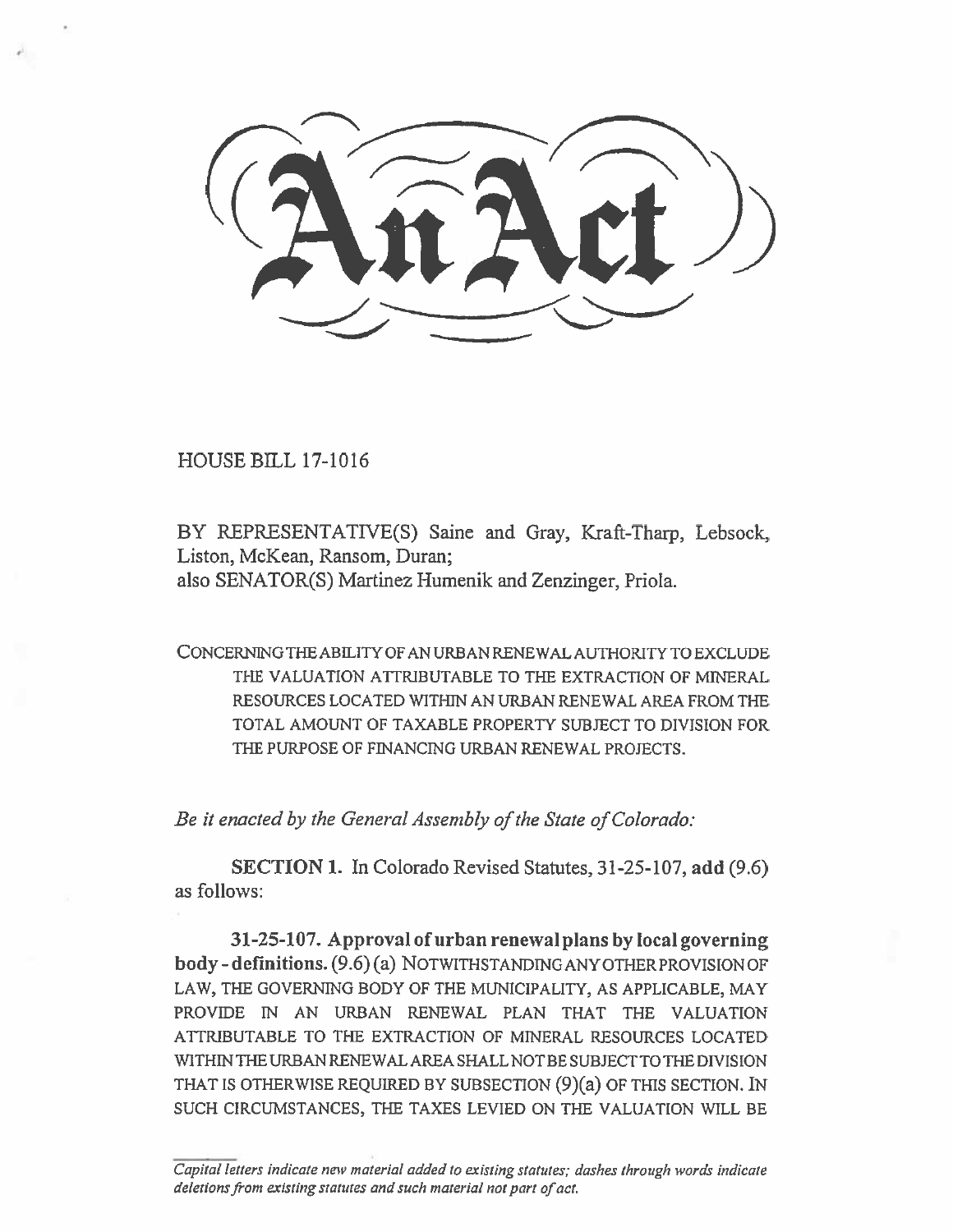# An Act

HOUSE BILL 17-1016

BY REPRESENTATIVE(S) Saine and Gray, Kraft-Tharp, Lebsock, Liston, McKean, Ransom, Duran;
also SENATOR(S) Martinez Humenik and Zenzinger, Priola.

CONCERNING THE ABILITY OF AN URBAN RENEWAL AUTHORITY TO EXCLUDE THE VALUATION ATTRIBUTABLE TO THE EXTRACTION OF MINERAL RESOURCES LOCATED WITHIN AN URBAN RENEWAL AREA FROM THE TOTAL AMOUNT OF TAXABLE PROPERTY SUBJECT TO DIVISION FOR THE PURPOSE OF FINANCING URBAN RENEWAL PROJECTS.

*Be it enacted by the General Assembly of the State of Colorado:*

**SECTION 1.** In Colorado Revised Statutes, 31-25-107, **add** (9.6) as follows:

**31-25-107. Approval of urban renewal plans by local governing body - definitions.** (9.6) (a) NOTWITHSTANDING ANY OTHER PROVISION OF LAW, THE GOVERNING BODY OF THE MUNICIPALITY, AS APPLICABLE, MAY PROVIDE IN AN URBAN RENEWAL PLAN THAT THE VALUATION ATTRIBUTABLE TO THE EXTRACTION OF MINERAL RESOURCES LOCATED WITHIN THE URBAN RENEWAL AREA SHALL NOT BE SUBJECT TO THE DIVISION THAT IS OTHERWISE REQUIRED BY SUBSECTION (9)(a) OF THIS SECTION. IN SUCH CIRCUMSTANCES, THE TAXES LEVIED ON THE VALUATION WILL BE

*Capital letters indicate new material added to existing statutes; dashes through words indicate deletions from existing statutes and such material not part of act.*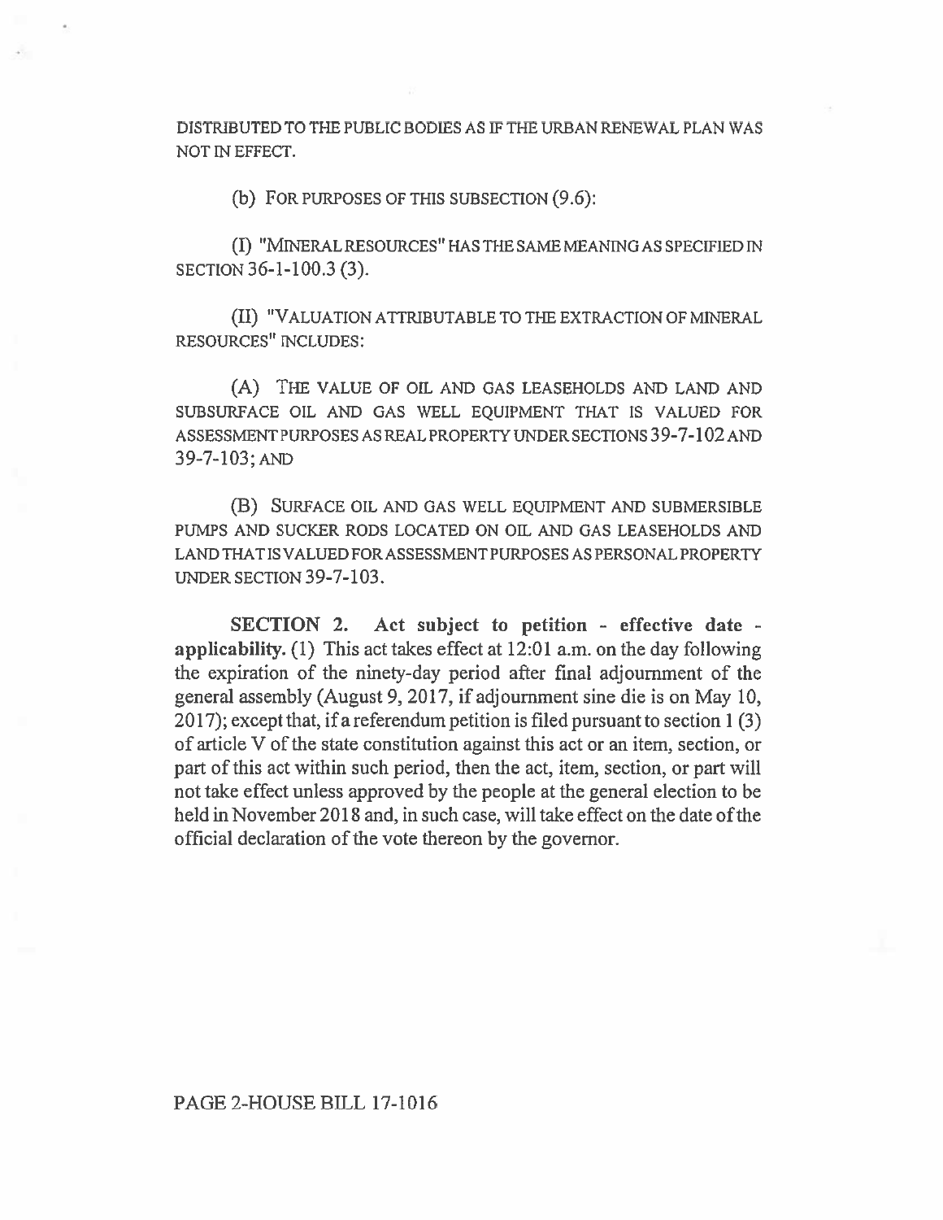DISTRIBUTED TO THE PUBLIC BODIES AS IF THE URBAN RENEWAL PLAN WAS NOT IN EFFECT.

(b) FOR PURPOSES OF THIS SUBSECTION (9.6):

(I) "MINERAL RESOURCES" HAS THE SAME MEANING AS SPECIFIED IN SECTION 36-1-100.3 (3).

(II) "VALUATION ATTRIBUTABLE TO THE EXTRACTION OF MINERAL RESOURCES" INCLUDES:

(A) THE VALUE OF OIL AND GAS LEASEHOLDS AND LAND AND SUBSURFACE OIL AND GAS WELL EQUIPMENT THAT IS VALUED FOR ASSESSMENT PURPOSES AS REAL PROPERTY UNDER SECTIONS 39-7-102 AND 39-7-103; AND

(B) SURFACE OIL AND GAS WELL EQUIPMENT AND SUBMERSIBLE PUMPS AND SUCKER RODS LOCATED ON OIL AND GAS LEASEHOLDS AND LAND THAT IS VALUED FOR ASSESSMENT PURPOSES AS PERSONAL PROPERTY UNDER SECTION 39-7-103.

**SECTION 2. Act subject to petition - effective date - applicability.** (1) This act takes effect at 12:01 a.m. on the day following the expiration of the ninety-day period after final adjournment of the general assembly (August 9, 2017, if adjournment sine die is on May 10, 2017); except that, if a referendum petition is filed pursuant to section 1 (3) of article V of the state constitution against this act or an item, section, or part of this act within such period, then the act, item, section, or part will not take effect unless approved by the people at the general election to be held in November 2018 and, in such case, will take effect on the date of the official declaration of the vote thereon by the governor.

PAGE 2-HOUSE BILL 17-1016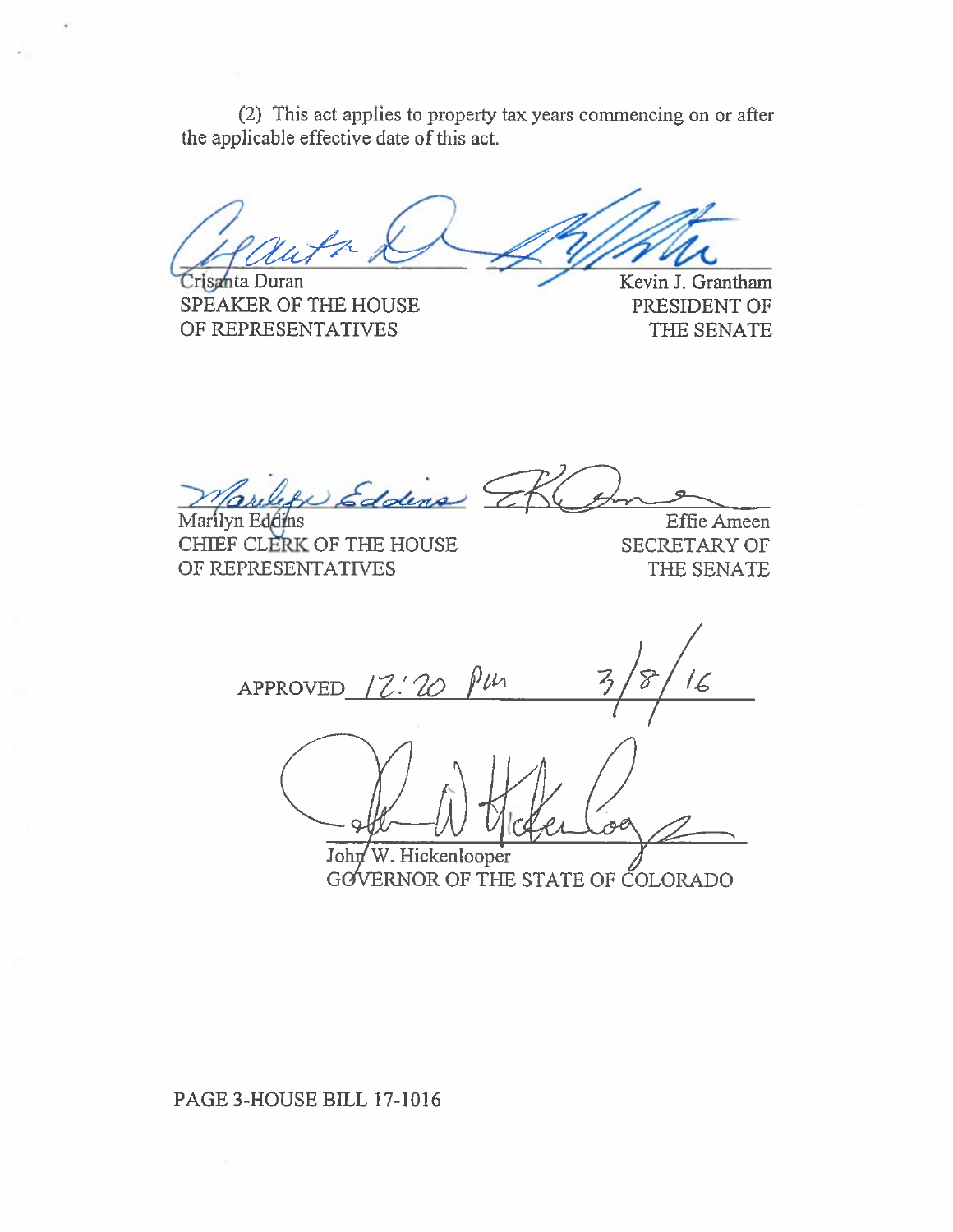(2) This act applies to property tax years commencing on or after the applicable effective date of this act.

Crisanta Duran
SPEAKER OF THE HOUSE
OF REPRESENTATIVES

Kevin J. Grantham
PRESIDENT OF
THE SENATE

Marilyn Eddins
CHIEF CLERK OF THE HOUSE
OF REPRESENTATIVES

Effie Ameen
SECRETARY OF
THE SENATE

APPROVED 12:20 PM 3/8/16

John W. Hickenlooper
GOVERNOR OF THE STATE OF COLORADO

PAGE 3-HOUSE BILL 17-1016